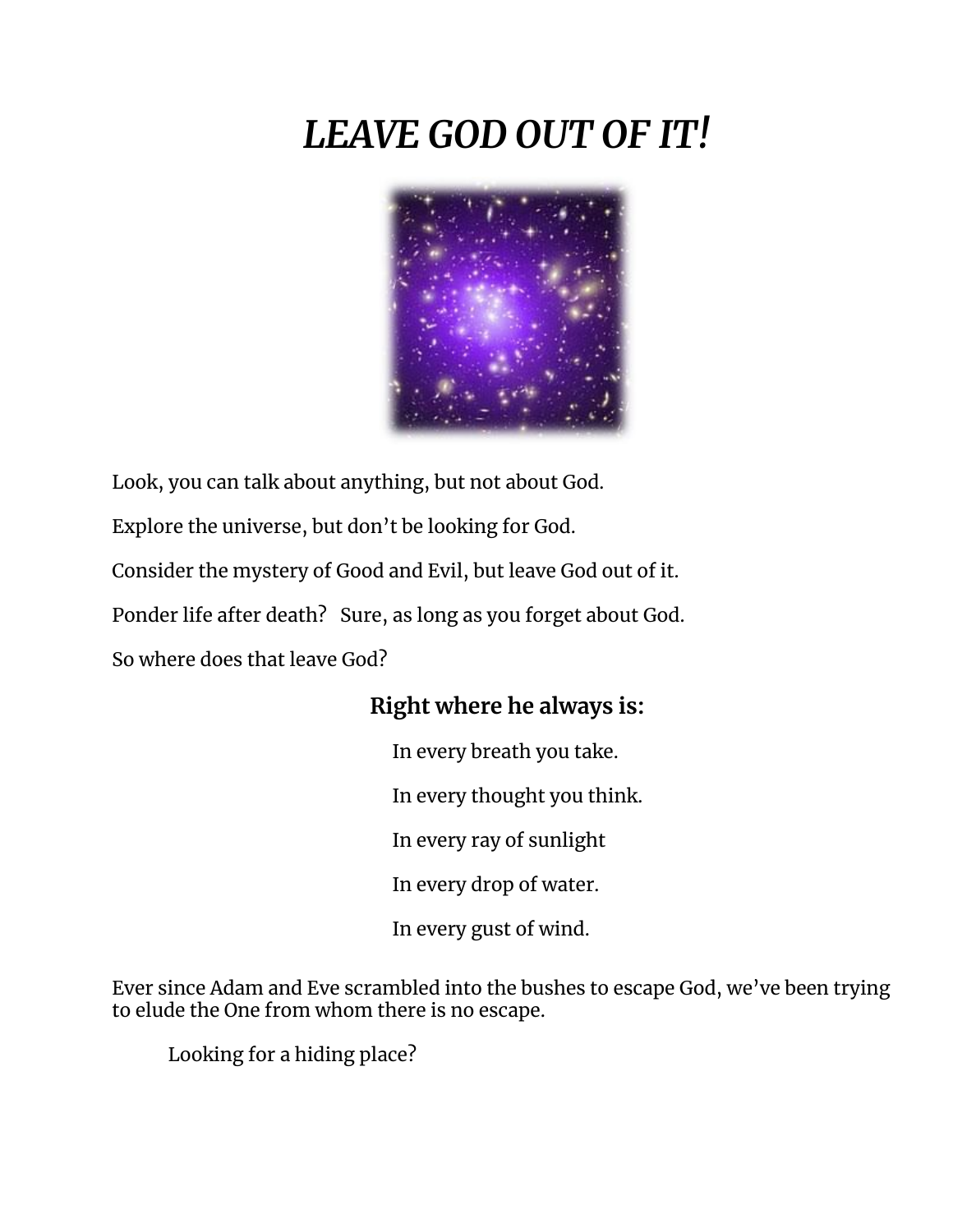# *LEAVE GOD OUT OF IT!*

Look, you can talk about anything, but not about God.

Explore the universe, but don't be looking for God.

Consider the mystery of Good and Evil, but leave God out of it.

Ponder life after death? Sure, as long as you forget about God.

So where does that leave God?

**Right where he always is:**

In every breath you take.

In every thought you think.

In every ray of sunlight

In every drop of water.

In every gust of wind.

Ever since Adam and Eve scrambled into the bushes to escape God, we've been trying to elude the One from whom there is no escape.

Looking for a hiding place?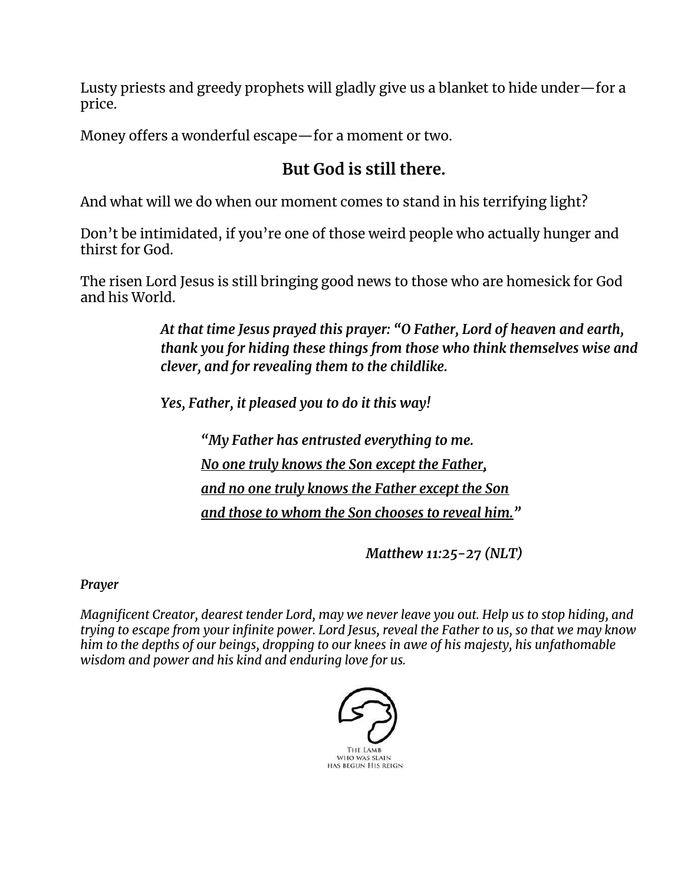Lusty priests and greedy prophets will gladly give us a blanket to hide under—for a price.

Money offers a wonderful escape—for a moment or two.

**But God is still there.**

And what will we do when our moment comes to stand in his terrifying light?

Don't be intimidated, if you're one of those weird people who actually hunger and thirst for God.

The risen Lord Jesus is still bringing good news to those who are homesick for God and his World.

> ***At that time Jesus prayed this prayer: "O Father, Lord of heaven and earth, thank you for hiding these things from those who think themselves wise and clever, and for revealing them to the childlike.***
>
> ***Yes, Father, it pleased you to do it this way!***
>
> > ***"My Father has entrusted everything to me.***
> > ***<u>No one truly knows the Son except the Father,</u>***
> > ***<u>and no one truly knows the Father except the Son</u>***
> > ***<u>and those to whom the Son chooses to reveal him.</u>"***
>
> ***Matthew 11:25-27 (NLT)***

***Prayer***

*Magnificent Creator, dearest tender Lord, may we never leave you out. Help us to stop hiding, and trying to escape from your infinite power. Lord Jesus, reveal the Father to us, so that we may know him to the depths of our beings, dropping to our knees in awe of his majesty, his unfathomable wisdom and power and his kind and enduring love for us.*

THE LAMB
WHO WAS SLAIN
HAS BEGUN HIS REIGN